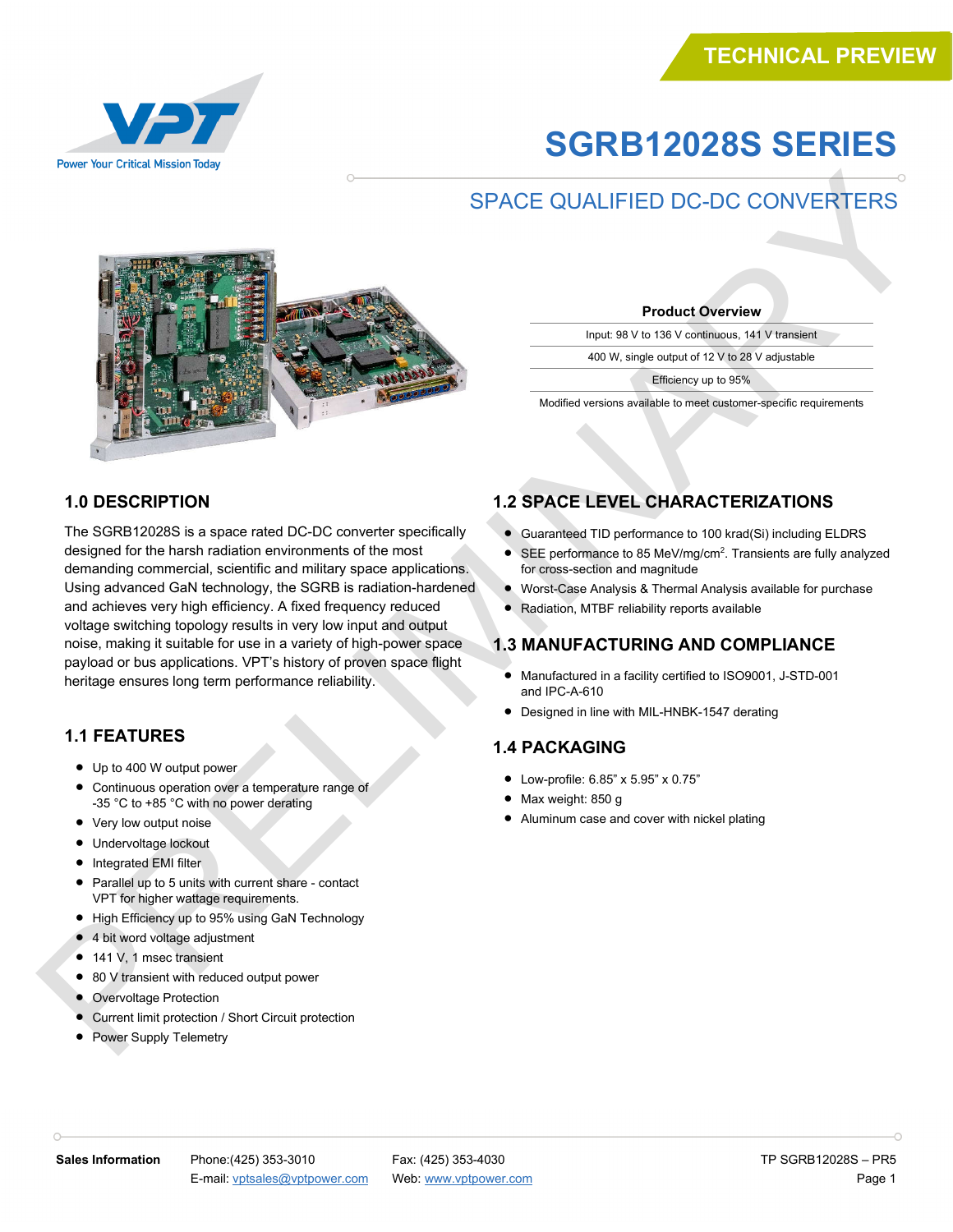TECHNICAL PREVIEW

Power Your Critical Mission Today

# SGRB12028S SERIES

## SPACE QUALIFIED DC-DC CONVERTERS

| Product Overview |
|---|
| Input: 98 V to 136 V continuous, 141 V transient |
| 400 W, single output of 12 V to 28 V adjustable |
| Efficiency up to 95% |
| Modified versions available to meet customer-specific requirements |

### 1.0 DESCRIPTION

The SGRB12028S is a space rated DC-DC converter specifically designed for the harsh radiation environments of the most demanding commercial, scientific and military space applications. Using advanced GaN technology, the SGRB is radiation-hardened and achieves very high efficiency. A fixed frequency reduced voltage switching topology results in very low input and output noise, making it suitable for use in a variety of high-power space payload or bus applications. VPT's history of proven space flight heritage ensures long term performance reliability.

### 1.1 FEATURES

- Up to 400 W output power
- Continuous operation over a temperature range of -35 °C to +85 °C with no power derating
- Very low output noise
- Undervoltage lockout
- Integrated EMI filter
- Parallel up to 5 units with current share - contact VPT for higher wattage requirements.
- High Efficiency up to 95% using GaN Technology
- 4 bit word voltage adjustment
- 141 V, 1 msec transient
- 80 V transient with reduced output power
- Overvoltage Protection
- Current limit protection / Short Circuit protection
- Power Supply Telemetry

### 1.2 SPACE LEVEL CHARACTERIZATIONS

- Guaranteed TID performance to 100 krad(Si) including ELDRS
- SEE performance to 85 MeV/mg/cm$^2$. Transients are fully analyzed for cross-section and magnitude
- Worst-Case Analysis & Thermal Analysis available for purchase
- Radiation, MTBF reliability reports available

### 1.3 MANUFACTURING AND COMPLIANCE

- Manufactured in a facility certified to ISO9001, J-STD-001 and IPC-A-610
- Designed in line with MIL-HNBK-1547 derating

### 1.4 PACKAGING

- Low-profile: 6.85" x 5.95" x 0.75"
- Max weight: 850 g
- Aluminum case and cover with nickel plating

**Sales Information** Phone:(425) 353-3010 Fax: (425) 353-4030
E-mail: vptsales@vptpower.com Web: www.vptpower.com

TP SGRB12028S – PR5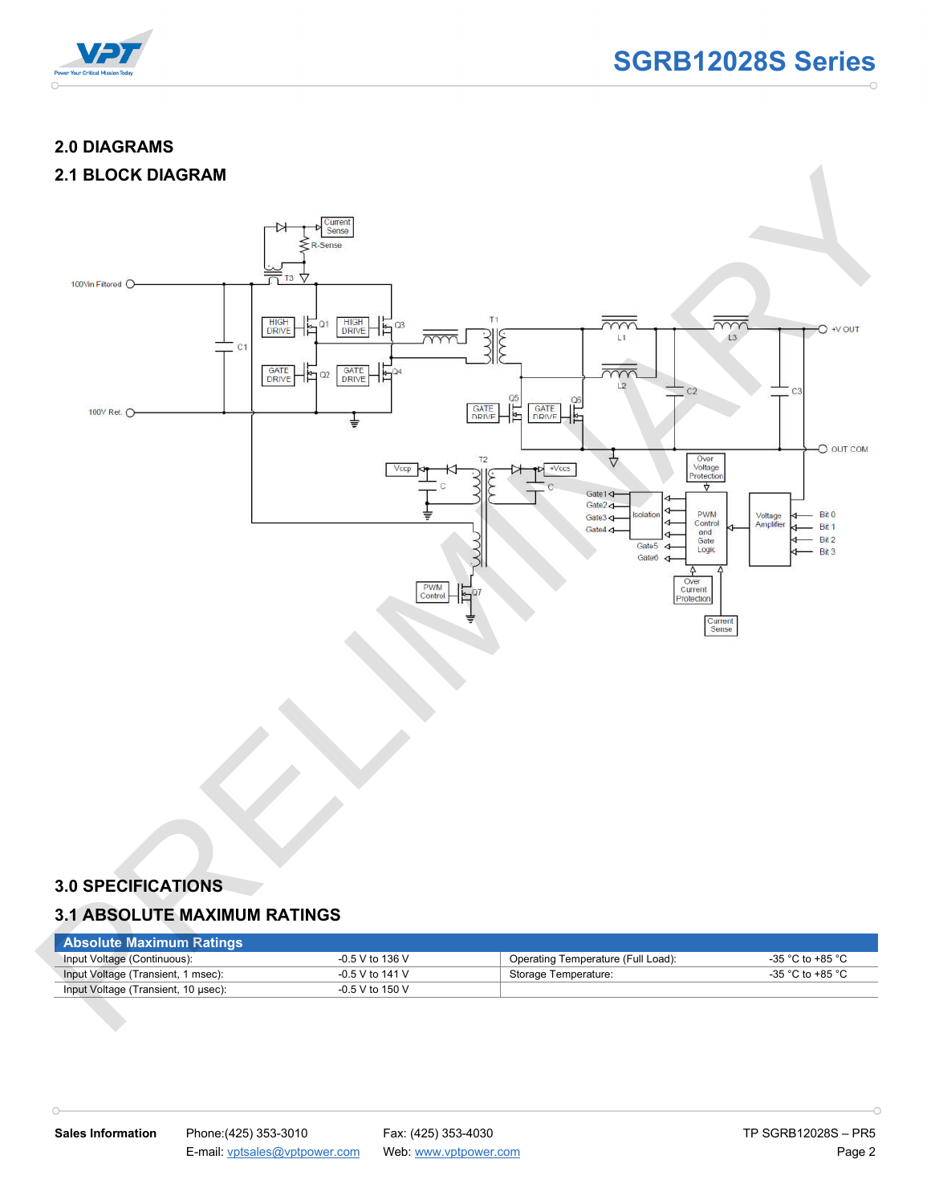## 2.0 DIAGRAMS

## 2.1 BLOCK DIAGRAM

## 3.0 SPECIFICATIONS

## 3.1 ABSOLUTE MAXIMUM RATINGS

| Absolute Maximum Ratings | | | |
|---|---|---|---|
| Input Voltage (Continuous): | -0.5 V to 136 V | Operating Temperature (Full Load): | -35 °C to +85 °C |
| Input Voltage (Transient, 1 msec): | -0.5 V to 141 V | Storage Temperature: | -35 °C to +85 °C |
| Input Voltage (Transient, 10 µsec): | -0.5 V to 150 V | | |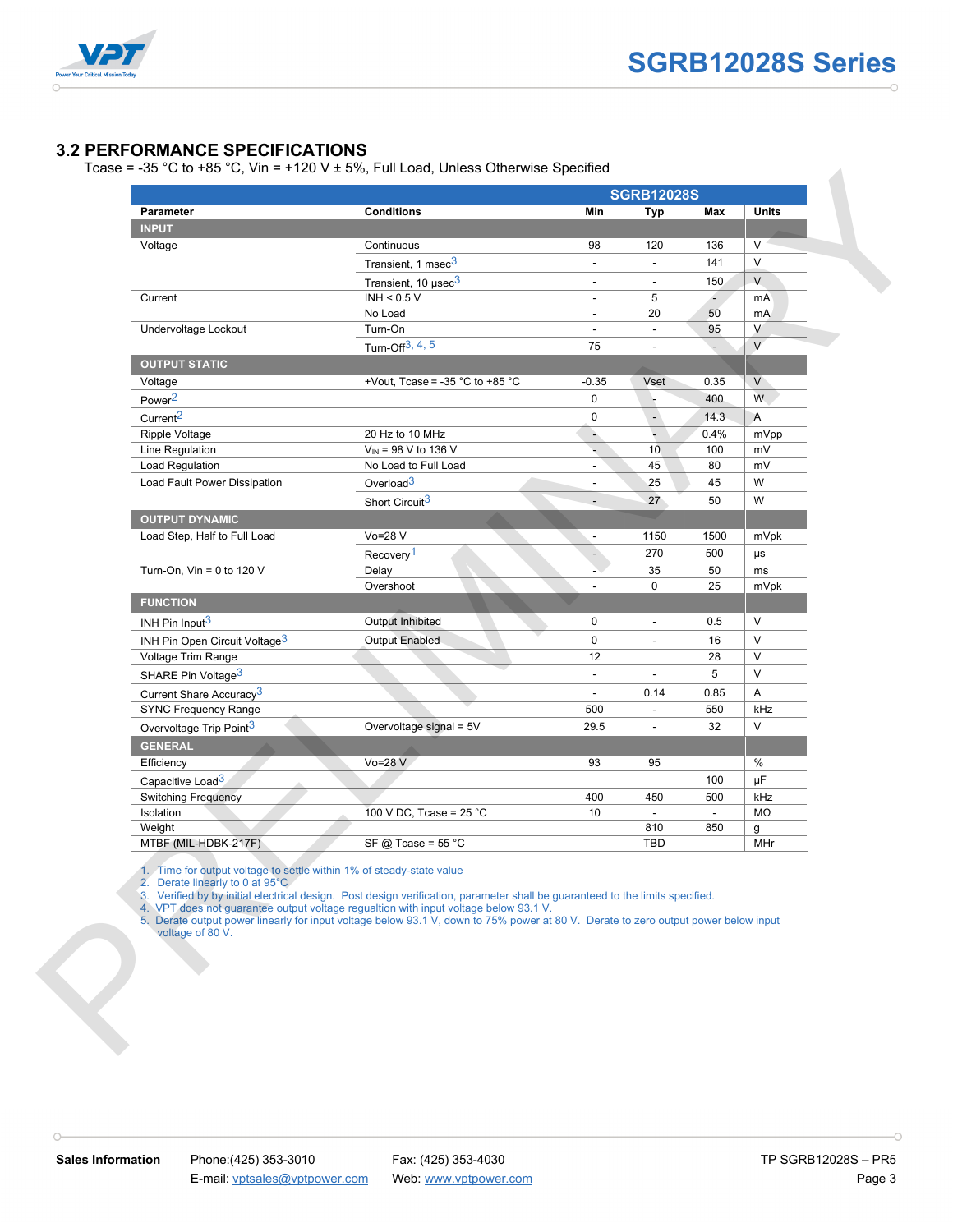## 3.2 PERFORMANCE SPECIFICATIONS

Tcase = -35 °C to +85 °C, Vin = +120 V ± 5%, Full Load, Unless Otherwise Specified

| | | SGRB12028S | | | |
|---|---|---|---|---|---|
| **Parameter** | **Conditions** | **Min** | **Typ** | **Max** | **Units** |
| **INPUT** | | | | | |
| Voltage | Continuous | 98 | 120 | 136 | V |
| | Transient, 1 msec[3] | - | - | 141 | V |
| | Transient, 10 µsec[3] | - | - | 150 | V |
| Current | INH < 0.5 V | - | 5 | - | mA |
| | No Load | - | 20 | 50 | mA |
| Undervoltage Lockout | Turn-On | - | - | 95 | V |
| | Turn-Off[3, 4, 5] | 75 | - | - | V |
| **OUTPUT STATIC** | | | | | |
| Voltage | +Vout, Tcase = -35 °C to +85 °C | -0.35 | Vset | 0.35 | V |
| Power[2] | | 0 | - | 400 | W |
| Current[2] | | 0 | - | 14.3 | A |
| Ripple Voltage | 20 Hz to 10 MHz | - | - | 0.4% | mVpp |
| Line Regulation | $V_{IN}$ = 98 V to 136 V | - | 10 | 100 | mV |
| Load Regulation | No Load to Full Load | - | 45 | 80 | mV |
| Load Fault Power Dissipation | Overload[3] | - | 25 | 45 | W |
| | Short Circuit[3] | - | 27 | 50 | W |
| **OUTPUT DYNAMIC** | | | | | |
| Load Step, Half to Full Load | Vo=28 V | - | 1150 | 1500 | mVpk |
| | Recovery[1] | - | 270 | 500 | µs |
| Turn-On, Vin = 0 to 120 V | Delay | - | 35 | 50 | ms |
| | Overshoot | - | 0 | 25 | mVpk |
| **FUNCTION** | | | | | |
| INH Pin Input[3] | Output Inhibited | 0 | - | 0.5 | V |
| INH Pin Open Circuit Voltage[3] | Output Enabled | 0 | - | 16 | V |
| Voltage Trim Range | | 12 | | 28 | V |
| SHARE Pin Voltage[3] | | - | - | 5 | V |
| Current Share Accuracy[3] | | - | 0.14 | 0.85 | A |
| SYNC Frequency Range | | 500 | - | 550 | kHz |
| Overvoltage Trip Point[3] | Overvoltage signal = 5V | 29.5 | - | 32 | V |
| **GENERAL** | | | | | |
| Efficiency | Vo=28 V | 93 | 95 | | % |
| Capacitive Load[3] | | | | 100 | µF |
| Switching Frequency | | 400 | 450 | 500 | kHz |
| Isolation | 100 V DC, Tcase = 25 °C | 10 | - | - | MΩ |
| Weight | | | 810 | 850 | g |
| MTBF (MIL-HDBK-217F) | SF @ Tcase = 55 °C | | TBD | | MHr |

1. Time for output voltage to settle within 1% of steady-state value
2. Derate linearly to 0 at 95°C
3. Verified by by initial electrical design. Post design verification, parameter shall be guaranteed to the limits specified.
4. VPT does not guarantee output voltage regualtion with input voltage below 93.1 V.
5. Derate output power linearly for input voltage below 93.1 V, down to 75% power at 80 V. Derate to zero output power below input voltage of 80 V.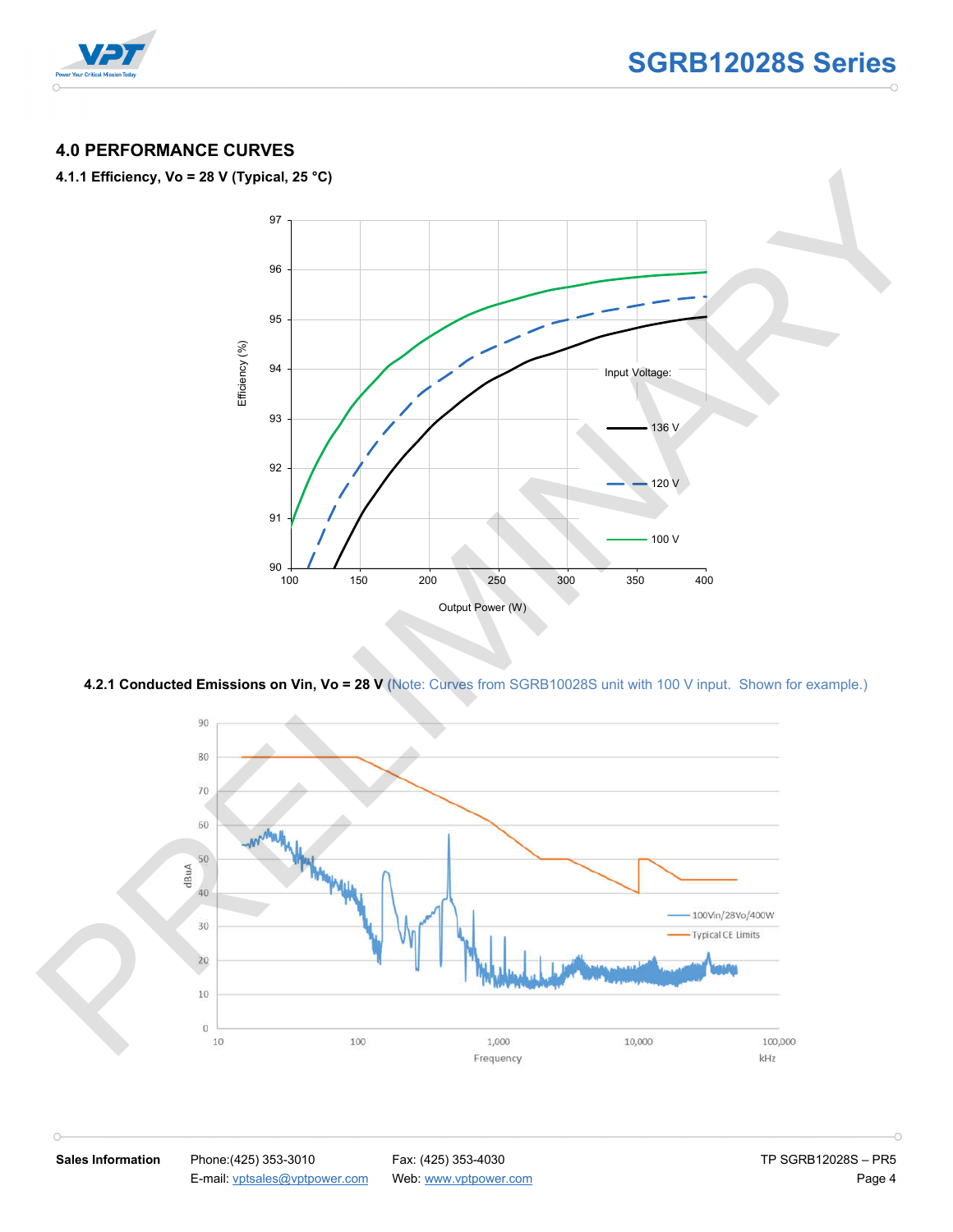## 4.0 PERFORMANCE CURVES

### 4.1.1 Efficiency, Vo = 28 V (Typical, 25 °C)

### 4.2.1 Conducted Emissions on Vin, Vo = 28 V (Note: Curves from SGRB10028S unit with 100 V input. Shown for example.)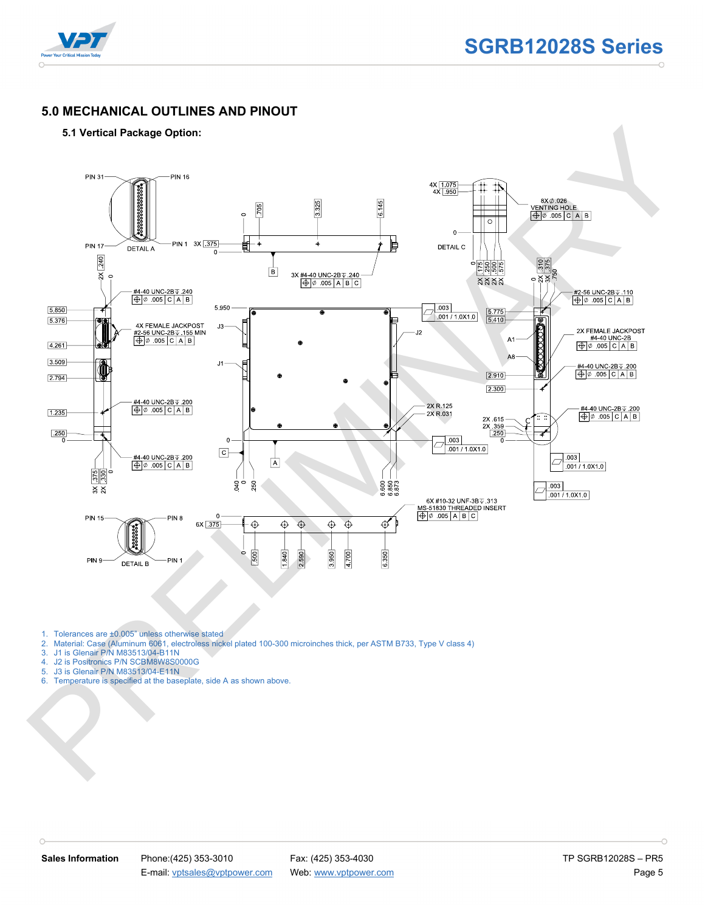## 5.0 MECHANICAL OUTLINES AND PINOUT

### 5.1 Vertical Package Option:

1. Tolerances are ±0.005" unless otherwise stated
2. Material: Case (Aluminum 6061, electroless nickel plated 100-300 microinches thick, per ASTM B733, Type V class 4)
3. J1 is Glenair P/N M83513/04-B11N
4. J2 is Positronics P/N SCBM8W8S0000G
5. J3 is Glenair P/N M83513/04-E11N
6. Temperature is specified at the baseplate, side A as shown above.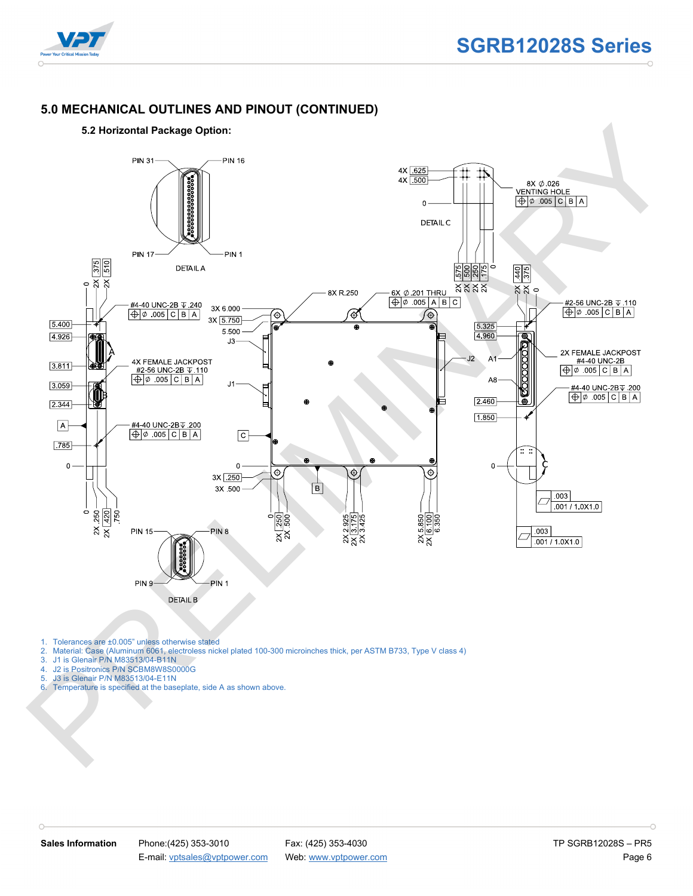## 5.0 MECHANICAL OUTLINES AND PINOUT (CONTINUED)

### 5.2 Horizontal Package Option:

1. Tolerances are ±0.005" unless otherwise stated
2. Material: Case (Aluminum 6061, electroless nickel plated 100-300 microinches thick, per ASTM B733, Type V class 4)
3. J1 is Glenair P/N M83513/04-B11N
4. J2 is Positronics P/N SCBM8W8S0000G
5. J3 is Glenair P/N M83513/04-E11N
6. Temperature is specified at the baseplate, side A as shown above.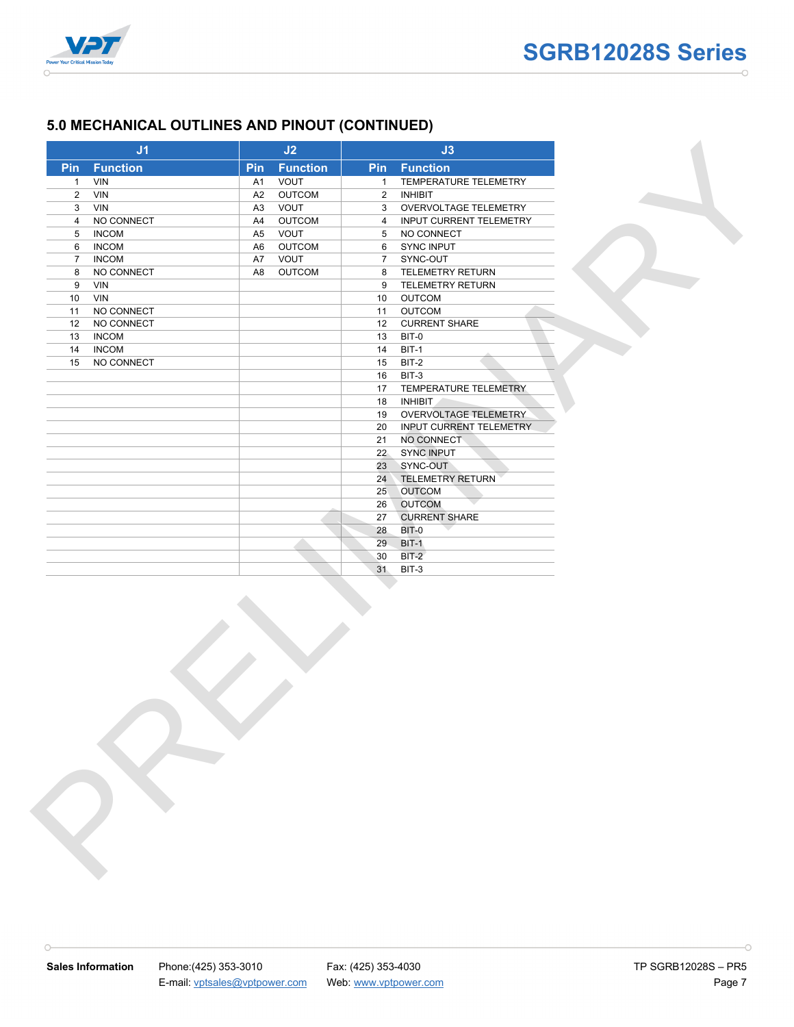## 5.0 MECHANICAL OUTLINES AND PINOUT (CONTINUED)

| J1 | | J2 | | J3 | |
|---|---|---|---|---|---|
| **Pin** | **Function** | **Pin** | **Function** | **Pin** | **Function** |
| 1 | VIN | A1 | VOUT | 1 | TEMPERATURE TELEMETRY |
| 2 | VIN | A2 | OUTCOM | 2 | INHIBIT |
| 3 | VIN | A3 | VOUT | 3 | OVERVOLTAGE TELEMETRY |
| 4 | NO CONNECT | A4 | OUTCOM | 4 | INPUT CURRENT TELEMETRY |
| 5 | INCOM | A5 | VOUT | 5 | NO CONNECT |
| 6 | INCOM | A6 | OUTCOM | 6 | SYNC INPUT |
| 7 | INCOM | A7 | VOUT | 7 | SYNC-OUT |
| 8 | NO CONNECT | A8 | OUTCOM | 8 | TELEMETRY RETURN |
| 9 | VIN | | | 9 | TELEMETRY RETURN |
| 10 | VIN | | | 10 | OUTCOM |
| 11 | NO CONNECT | | | 11 | OUTCOM |
| 12 | NO CONNECT | | | 12 | CURRENT SHARE |
| 13 | INCOM | | | 13 | BIT-0 |
| 14 | INCOM | | | 14 | BIT-1 |
| 15 | NO CONNECT | | | 15 | BIT-2 |
| | | | | 16 | BIT-3 |
| | | | | 17 | TEMPERATURE TELEMETRY |
| | | | | 18 | INHIBIT |
| | | | | 19 | OVERVOLTAGE TELEMETRY |
| | | | | 20 | INPUT CURRENT TELEMETRY |
| | | | | 21 | NO CONNECT |
| | | | | 22 | SYNC INPUT |
| | | | | 23 | SYNC-OUT |
| | | | | 24 | TELEMETRY RETURN |
| | | | | 25 | OUTCOM |
| | | | | 26 | OUTCOM |
| | | | | 27 | CURRENT SHARE |
| | | | | 28 | BIT-0 |
| | | | | 29 | BIT-1 |
| | | | | 30 | BIT-2 |
| | | | | 31 | BIT-3 |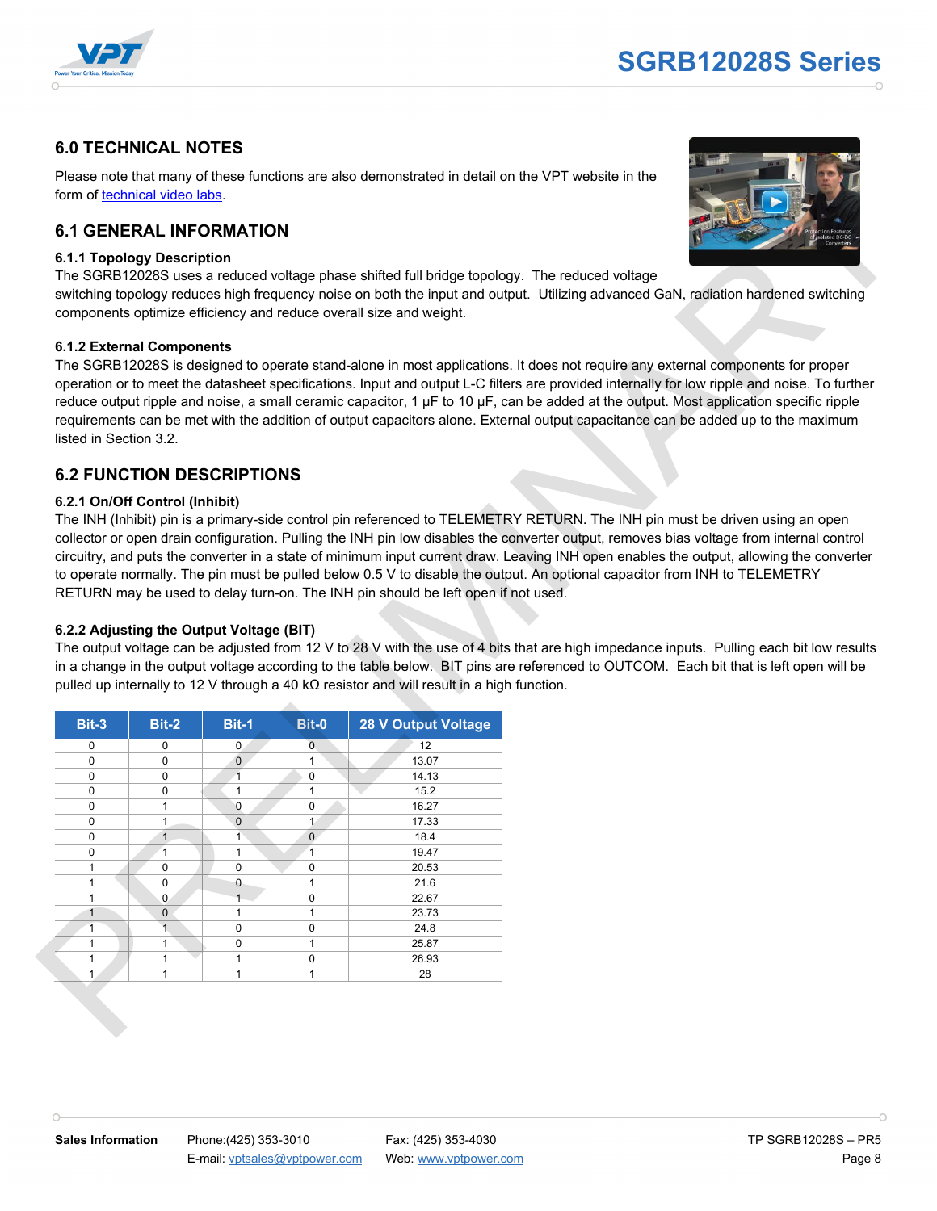## 6.0 TECHNICAL NOTES

Please note that many of these functions are also demonstrated in detail on the VPT website in the form of technical video labs.

## 6.1 GENERAL INFORMATION

### 6.1.1 Topology Description

The SGRB12028S uses a reduced voltage phase shifted full bridge topology. The reduced voltage switching topology reduces high frequency noise on both the input and output. Utilizing advanced GaN, radiation hardened switching components optimize efficiency and reduce overall size and weight.

### 6.1.2 External Components

The SGRB12028S is designed to operate stand-alone in most applications. It does not require any external components for proper operation or to meet the datasheet specifications. Input and output L-C filters are provided internally for low ripple and noise. To further reduce output ripple and noise, a small ceramic capacitor, 1 µF to 10 µF, can be added at the output. Most application specific ripple requirements can be met with the addition of output capacitors alone. External output capacitance can be added up to the maximum listed in Section 3.2.

## 6.2 FUNCTION DESCRIPTIONS

### 6.2.1 On/Off Control (Inhibit)

The INH (Inhibit) pin is a primary-side control pin referenced to TELEMETRY RETURN. The INH pin must be driven using an open collector or open drain configuration. Pulling the INH pin low disables the converter output, removes bias voltage from internal control circuitry, and puts the converter in a state of minimum input current draw. Leaving INH open enables the output, allowing the converter to operate normally. The pin must be pulled below 0.5 V to disable the output. An optional capacitor from INH to TELEMETRY RETURN may be used to delay turn-on. The INH pin should be left open if not used.

### 6.2.2 Adjusting the Output Voltage (BIT)

The output voltage can be adjusted from 12 V to 28 V with the use of 4 bits that are high impedance inputs. Pulling each bit low results in a change in the output voltage according to the table below. BIT pins are referenced to OUTCOM. Each bit that is left open will be pulled up internally to 12 V through a 40 kΩ resistor and will result in a high function.

| Bit-3 | Bit-2 | Bit-1 | Bit-0 | 28 V Output Voltage |
|---|---|---|---|---|
| 0 | 0 | 0 | 0 | 12 |
| 0 | 0 | 0 | 1 | 13.07 |
| 0 | 0 | 1 | 0 | 14.13 |
| 0 | 0 | 1 | 1 | 15.2 |
| 0 | 1 | 0 | 0 | 16.27 |
| 0 | 1 | 0 | 1 | 17.33 |
| 0 | 1 | 1 | 0 | 18.4 |
| 0 | 1 | 1 | 1 | 19.47 |
| 1 | 0 | 0 | 0 | 20.53 |
| 1 | 0 | 0 | 1 | 21.6 |
| 1 | 0 | 1 | 0 | 22.67 |
| 1 | 0 | 1 | 1 | 23.73 |
| 1 | 1 | 0 | 0 | 24.8 |
| 1 | 1 | 0 | 1 | 25.87 |
| 1 | 1 | 1 | 0 | 26.93 |
| 1 | 1 | 1 | 1 | 28 |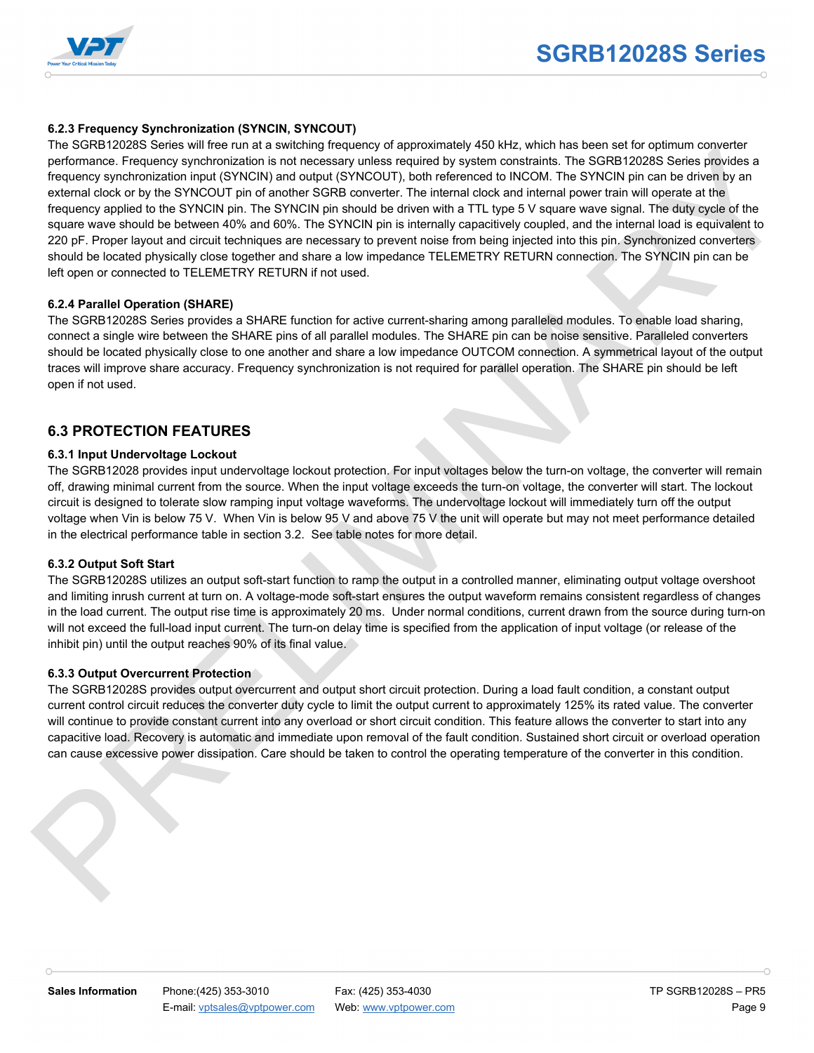#### 6.2.3 Frequency Synchronization (SYNCIN, SYNCOUT)

The SGRB12028S Series will free run at a switching frequency of approximately 450 kHz, which has been set for optimum converter performance. Frequency synchronization is not necessary unless required by system constraints. The SGRB12028S Series provides a frequency synchronization input (SYNCIN) and output (SYNCOUT), both referenced to INCOM. The SYNCIN pin can be driven by an external clock or by the SYNCOUT pin of another SGRB converter. The internal clock and internal power train will operate at the frequency applied to the SYNCIN pin. The SYNCIN pin should be driven with a TTL type 5 V square wave signal. The duty cycle of the square wave should be between 40% and 60%. The SYNCIN pin is internally capacitively coupled, and the internal load is equivalent to 220 pF. Proper layout and circuit techniques are necessary to prevent noise from being injected into this pin. Synchronized converters should be located physically close together and share a low impedance TELEMETRY RETURN connection. The SYNCIN pin can be left open or connected to TELEMETRY RETURN if not used.

#### 6.2.4 Parallel Operation (SHARE)

The SGRB12028S Series provides a SHARE function for active current-sharing among paralleled modules. To enable load sharing, connect a single wire between the SHARE pins of all parallel modules. The SHARE pin can be noise sensitive. Paralleled converters should be located physically close to one another and share a low impedance OUTCOM connection. A symmetrical layout of the output traces will improve share accuracy. Frequency synchronization is not required for parallel operation. The SHARE pin should be left open if not used.

### 6.3 PROTECTION FEATURES

#### 6.3.1 Input Undervoltage Lockout

The SGRB12028 provides input undervoltage lockout protection. For input voltages below the turn-on voltage, the converter will remain off, drawing minimal current from the source. When the input voltage exceeds the turn-on voltage, the converter will start. The lockout circuit is designed to tolerate slow ramping input voltage waveforms. The undervoltage lockout will immediately turn off the output voltage when Vin is below 75 V. When Vin is below 95 V and above 75 V the unit will operate but may not meet performance detailed in the electrical performance table in section 3.2. See table notes for more detail.

#### 6.3.2 Output Soft Start

The SGRB12028S utilizes an output soft-start function to ramp the output in a controlled manner, eliminating output voltage overshoot and limiting inrush current at turn on. A voltage-mode soft-start ensures the output waveform remains consistent regardless of changes in the load current. The output rise time is approximately 20 ms. Under normal conditions, current drawn from the source during turn-on will not exceed the full-load input current. The turn-on delay time is specified from the application of input voltage (or release of the inhibit pin) until the output reaches 90% of its final value.

#### 6.3.3 Output Overcurrent Protection

The SGRB12028S provides output overcurrent and output short circuit protection. During a load fault condition, a constant output current control circuit reduces the converter duty cycle to limit the output current to approximately 125% its rated value. The converter will continue to provide constant current into any overload or short circuit condition. This feature allows the converter to start into any capacitive load. Recovery is automatic and immediate upon removal of the fault condition. Sustained short circuit or overload operation can cause excessive power dissipation. Care should be taken to control the operating temperature of the converter in this condition.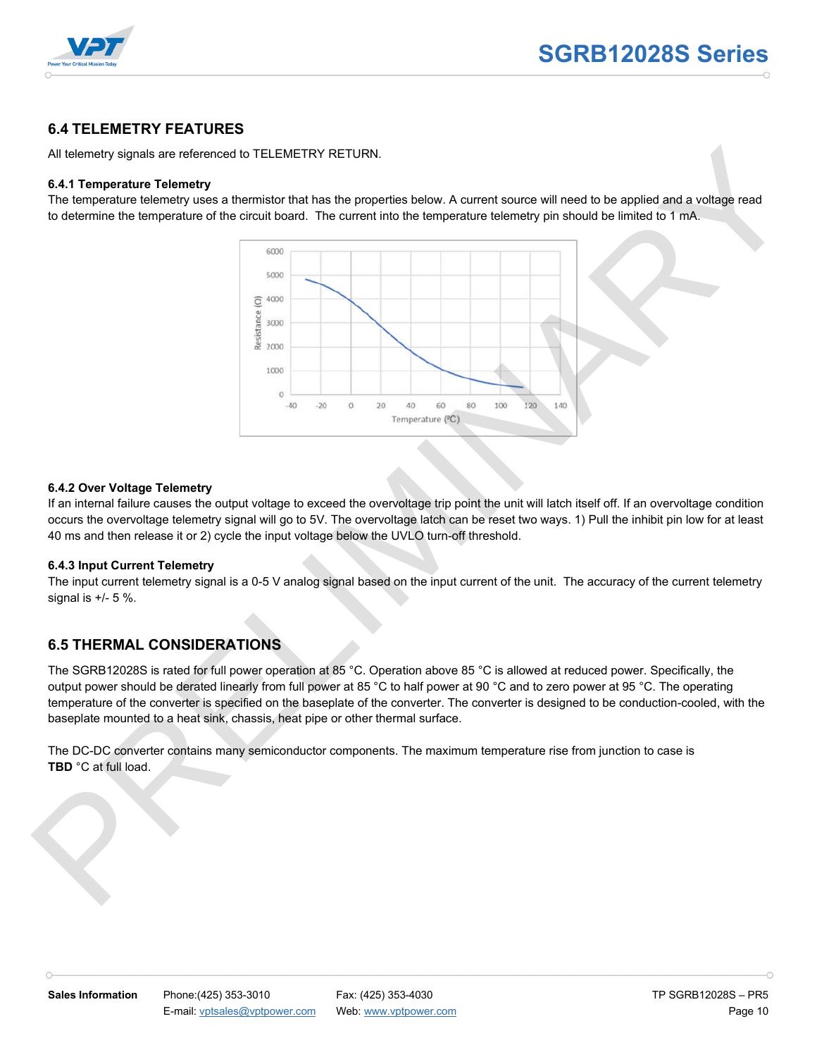## 6.4 TELEMETRY FEATURES

All telemetry signals are referenced to TELEMETRY RETURN.

### 6.4.1 Temperature Telemetry

The temperature telemetry uses a thermistor that has the properties below. A current source will need to be applied and a voltage read to determine the temperature of the circuit board. The current into the temperature telemetry pin should be limited to 1 mA.

### 6.4.2 Over Voltage Telemetry

If an internal failure causes the output voltage to exceed the overvoltage trip point the unit will latch itself off. If an overvoltage condition occurs the overvoltage telemetry signal will go to 5V. The overvoltage latch can be reset two ways. 1) Pull the inhibit pin low for at least 40 ms and then release it or 2) cycle the input voltage below the UVLO turn-off threshold.

### 6.4.3 Input Current Telemetry

The input current telemetry signal is a 0-5 V analog signal based on the input current of the unit. The accuracy of the current telemetry signal is +/- 5 %.

## 6.5 THERMAL CONSIDERATIONS

The SGRB12028S is rated for full power operation at 85 °C. Operation above 85 °C is allowed at reduced power. Specifically, the output power should be derated linearly from full power at 85 °C to half power at 90 °C and to zero power at 95 °C. The operating temperature of the converter is specified on the baseplate of the converter. The converter is designed to be conduction-cooled, with the baseplate mounted to a heat sink, chassis, heat pipe or other thermal surface.

The DC-DC converter contains many semiconductor components. The maximum temperature rise from junction to case is **TBD** °C at full load.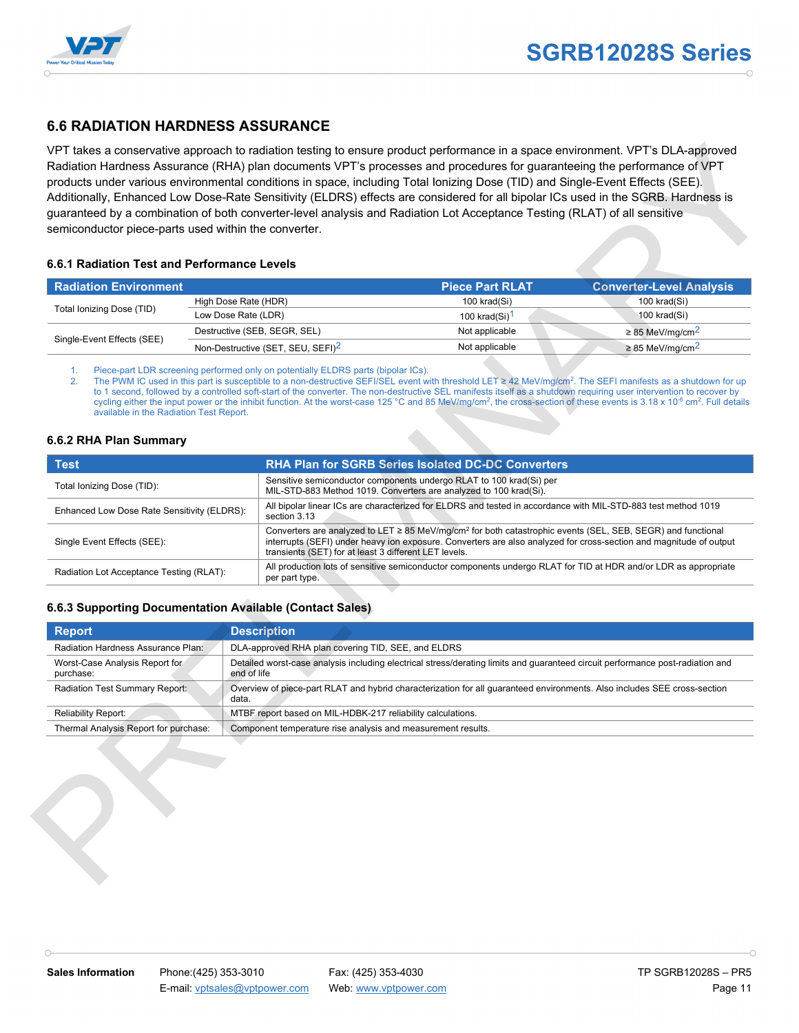## 6.6 RADIATION HARDNESS ASSURANCE

VPT takes a conservative approach to radiation testing to ensure product performance in a space environment. VPT's DLA-approved Radiation Hardness Assurance (RHA) plan documents VPT's processes and procedures for guaranteeing the performance of VPT products under various environmental conditions in space, including Total Ionizing Dose (TID) and Single-Event Effects (SEE). Additionally, Enhanced Low Dose-Rate Sensitivity (ELDRS) effects are considered for all bipolar ICs used in the SGRB. Hardness is guaranteed by a combination of both converter-level analysis and Radiation Lot Acceptance Testing (RLAT) of all sensitive semiconductor piece-parts used within the converter.

### 6.6.1 Radiation Test and Performance Levels

| Radiation Environment | | Piece Part RLAT | Converter-Level Analysis |
|---|---|---|---|
| Total Ionizing Dose (TID) | High Dose Rate (HDR) | 100 krad(Si) | 100 krad(Si) |
| | Low Dose Rate (LDR) | 100 krad(Si)[1] | 100 krad(Si) |
| Single-Event Effects (SEE) | Destructive (SEB, SEGR, SEL) | Not applicable | ≥ 85 MeV/mg/cm[2] |
| | Non-Destructive (SET, SEU, SEFI)[2] | Not applicable | ≥ 85 MeV/mg/cm[2] |

1. Piece-part LDR screening performed only on potentially ELDRS parts (bipolar ICs).
2. The PWM IC used in this part is susceptible to a non-destructive SEFI/SEL event with threshold LET ≥ 42 MeV/mg/cm$^2$. The SEFI manifests as a shutdown for up to 1 second, followed by a controlled soft-start of the converter. The non-destructive SEL manifests itself as a shutdown requiring user intervention to recover by cycling either the input power or the inhibit function. At the worst-case 125 °C and 85 MeV/mg/cm$^2$, the cross-section of these events is 3.18 x $10^{-6}$ cm$^2$. Full details available in the Radiation Test Report.

### 6.6.2 RHA Plan Summary

| Test | RHA Plan for SGRB Series Isolated DC-DC Converters |
|---|---|
| Total Ionizing Dose (TID): | Sensitive semiconductor components undergo RLAT to 100 krad(Si) per MIL-STD-883 Method 1019. Converters are analyzed to 100 krad(Si). |
| Enhanced Low Dose Rate Sensitivity (ELDRS): | All bipolar linear ICs are characterized for ELDRS and tested in accordance with MIL-STD-883 test method 1019 section 3.13 |
| Single Event Effects (SEE): | Converters are analyzed to LET ≥ 85 MeV/mg/cm$^2$ for both catastrophic events (SEL, SEB, SEGR) and functional interrupts (SEFI) under heavy ion exposure. Converters are also analyzed for cross-section and magnitude of output transients (SET) for at least 3 different LET levels. |
| Radiation Lot Acceptance Testing (RLAT): | All production lots of sensitive semiconductor components undergo RLAT for TID at HDR and/or LDR as appropriate per part type. |

### 6.6.3 Supporting Documentation Available (Contact Sales)

| Report | Description |
|---|---|
| Radiation Hardness Assurance Plan: | DLA-approved RHA plan covering TID, SEE, and ELDRS |
| Worst-Case Analysis Report for purchase: | Detailed worst-case analysis including electrical stress/derating limits and guaranteed circuit performance post-radiation and end of life |
| Radiation Test Summary Report: | Overview of piece-part RLAT and hybrid characterization for all guaranteed environments. Also includes SEE cross-section data. |
| Reliability Report: | MTBF report based on MIL-HDBK-217 reliability calculations. |
| Thermal Analysis Report for purchase: | Component temperature rise analysis and measurement results. |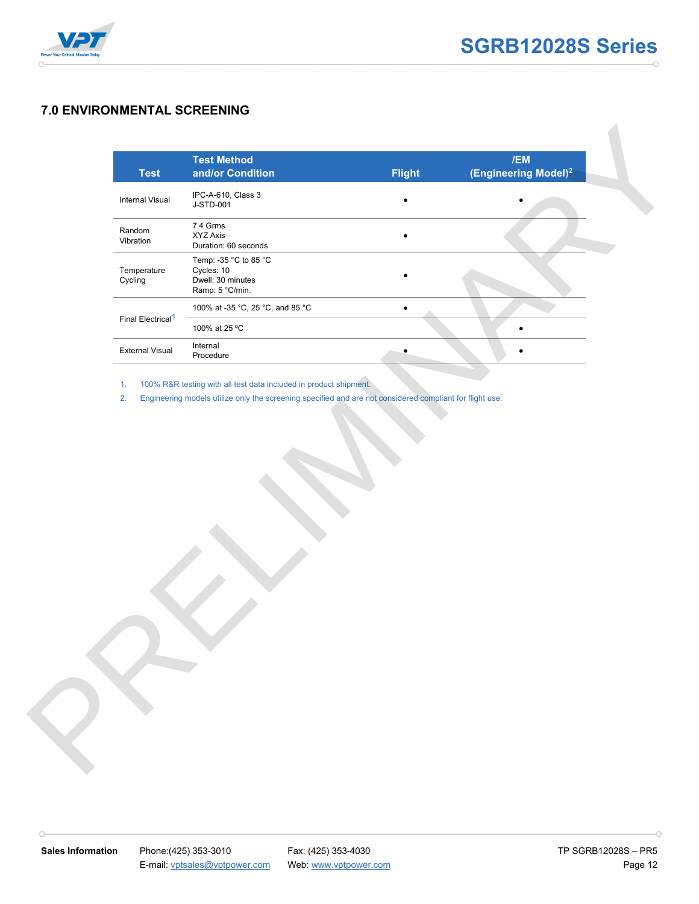## 7.0 ENVIRONMENTAL SCREENING

| Test | Test Method and/or Condition | Flight | /EM (Engineering Model)[2] |
|---|---|---|---|
| Internal Visual | IPC-A-610, Class 3<br>J-STD-001 | • | • |
| Random Vibration | 7.4 Grms<br>XYZ Axis<br>Duration: 60 seconds | • | |
| Temperature Cycling | Temp: -35 °C to 85 °C<br>Cycles: 10<br>Dwell: 30 minutes<br>Ramp: 5 °C/min. | • | |
| Final Electrical[1] | 100% at -35 °C, 25 °C, and 85 °C | • | |
| | 100% at 25 ºC | | • |
| External Visual | Internal Procedure | • | • |

1. 100% R&R testing with all test data included in product shipment.
2. Engineering models utilize only the screening specified and are not considered compliant for flight use.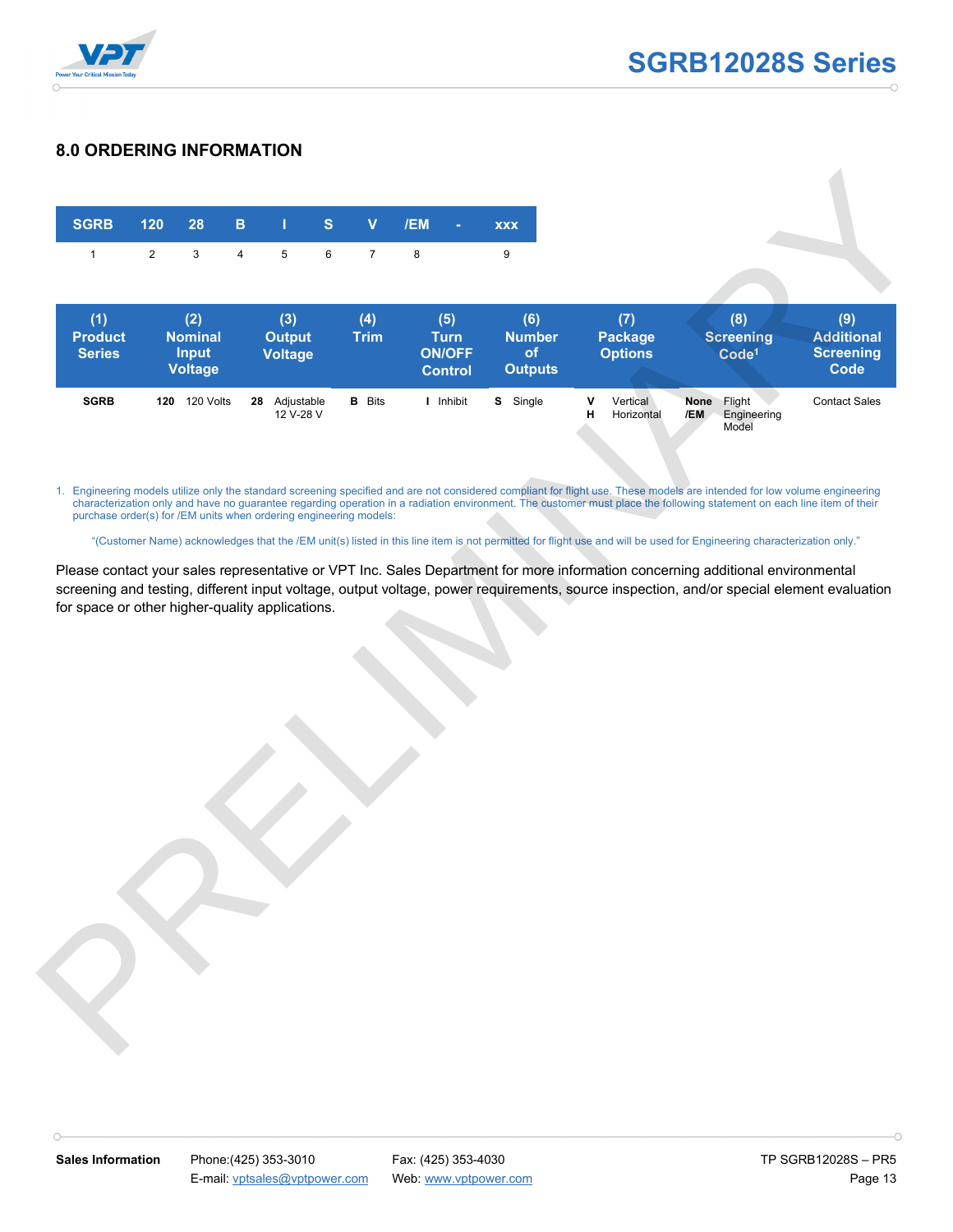## 8.0 ORDERING INFORMATION

| SGRB | 120 | 28 | B | I | S | V | /EM | - | xxx |
|---|---|---|---|---|---|---|---|---|---|
| 1 | 2 | 3 | 4 | 5 | 6 | 7 | 8 | | 9 |

| (1) Product Series | (2) Nominal Input Voltage | (3) Output Voltage | (4) Trim | (5) Turn ON/OFF Control | (6) Number of Outputs | (7) Package Options | (8) Screening Code[1] | (9) Additional Screening Code |
|---|---|---|---|---|---|---|---|---|
| **SGRB** | **120** 120 Volts | **28** Adjustable 12 V-28 V | **B** Bits | **I** Inhibit | **S** Single | **V** Vertical<br>**H** Horizontal | **None** Flight<br>**/EM** Engineering Model | Contact Sales |

1. Engineering models utilize only the standard screening specified and are not considered compliant for flight use. These models are intended for low volume engineering characterization only and have no guarantee regarding operation in a radiation environment. The customer must place the following statement on each line item of their purchase order(s) for /EM units when ordering engineering models:

   "(Customer Name) acknowledges that the /EM unit(s) listed in this line item is not permitted for flight use and will be used for Engineering characterization only."

Please contact your sales representative or VPT Inc. Sales Department for more information concerning additional environmental screening and testing, different input voltage, output voltage, power requirements, source inspection, and/or special element evaluation for space or other higher-quality applications.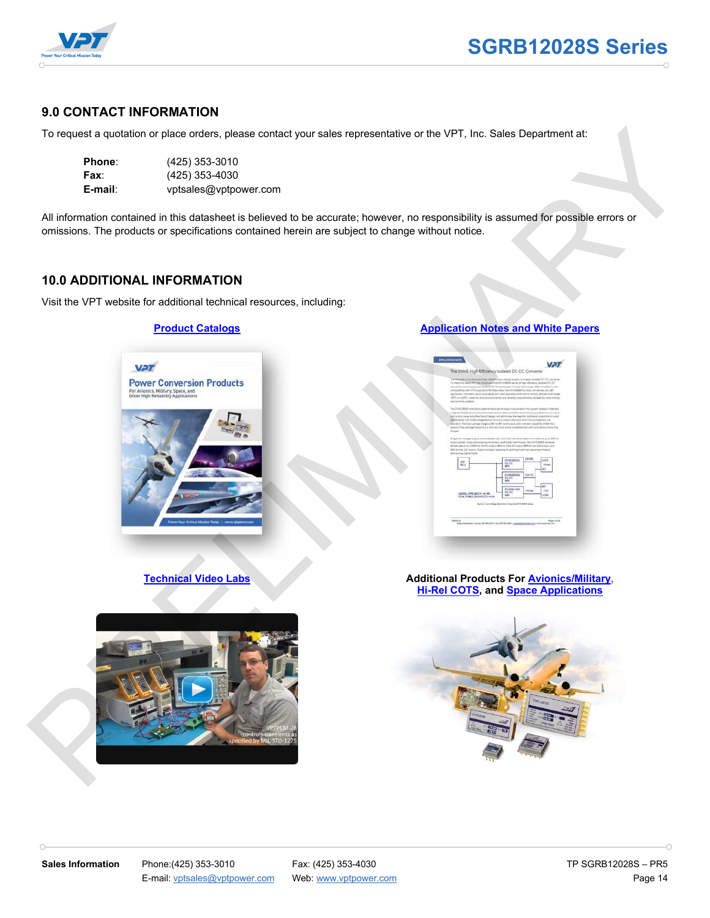## 9.0 CONTACT INFORMATION

To request a quotation or place orders, please contact your sales representative or the VPT, Inc. Sales Department at:

**Phone**: (425) 353-3010
**Fax**: (425) 353-4030
**E-mail**: vptsales@vptpower.com

All information contained in this datasheet is believed to be accurate; however, no responsibility is assumed for possible errors or omissions. The products or specifications contained herein are subject to change without notice.

## 10.0 ADDITIONAL INFORMATION

Visit the VPT website for additional technical resources, including:

**Product Catalogs**

**Application Notes and White Papers**

**Technical Video Labs**

**Additional Products For Avionics/Military, Hi-Rel COTS, and Space Applications**